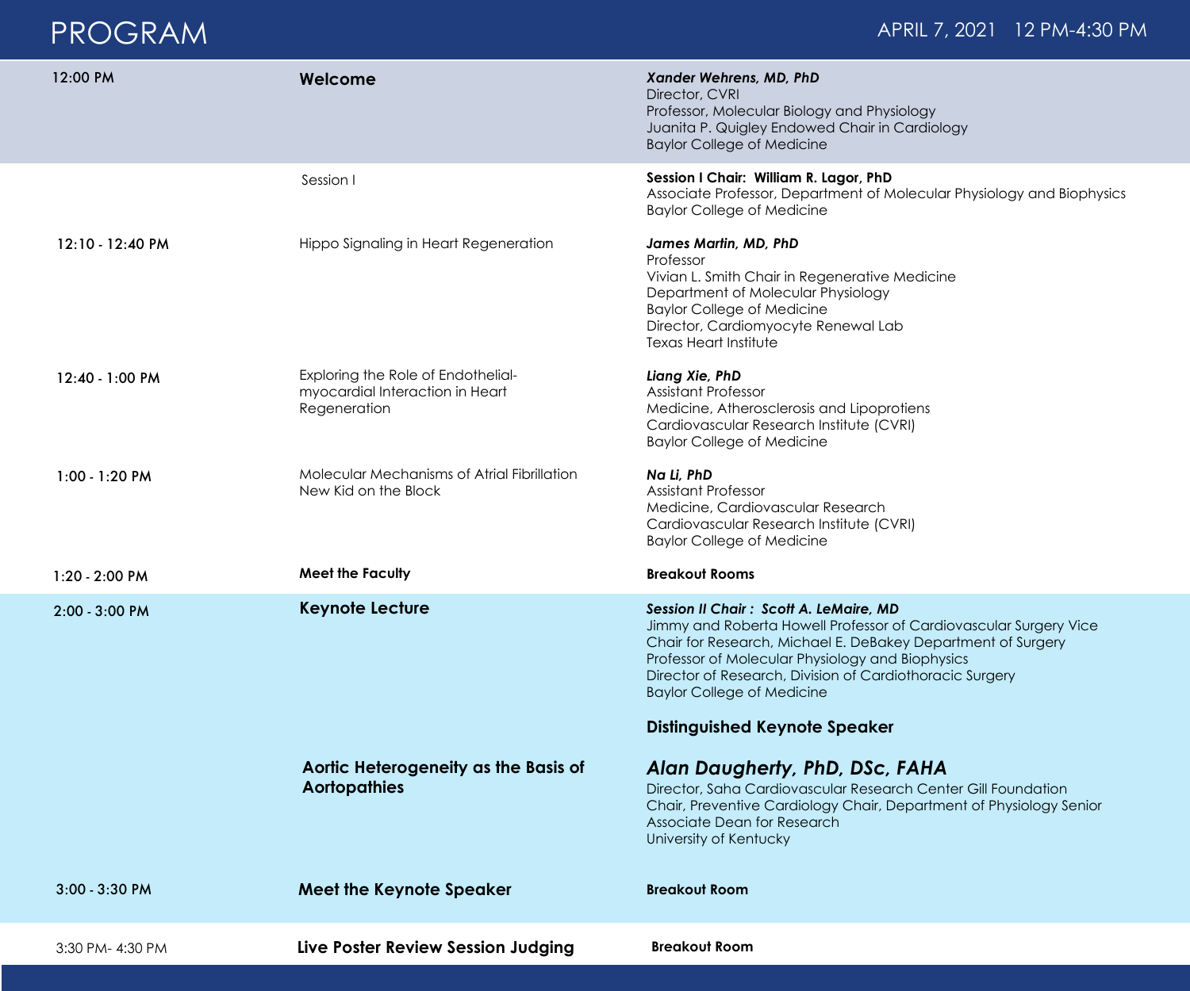# PROGRAM

APRIL 7, 2021 12 PM-4:30 PM

| Time | Session | Speaker |
|---|---|---|
| 12:00 PM | **Welcome** | ***Xander Wehrens, MD, PhD***<br>Director, CVRI<br>Professor, Molecular Biology and Physiology<br>Juanita P. Quigley Endowed Chair in Cardiology<br>Baylor College of Medicine |
| | Session I | **Session I Chair: William R. Lagor, PhD**<br>Associate Professor, Department of Molecular Physiology and Biophysics<br>Baylor College of Medicine |
| 12:10 - 12:40 PM | Hippo Signaling in Heart Regeneration | ***James Martin, MD, PhD***<br>Professor<br>Vivian L. Smith Chair in Regenerative Medicine<br>Department of Molecular Physiology<br>Baylor College of Medicine<br>Director, Cardiomyocyte Renewal Lab<br>Texas Heart Institute |
| 12:40 - 1:00 PM | Exploring the Role of Endothelial-myocardial Interaction in Heart Regeneration | ***Liang Xie, PhD***<br>Assistant Professor<br>Medicine, Atherosclerosis and Lipoprotiens<br>Cardiovascular Research Institute (CVRI)<br>Baylor College of Medicine |
| 1:00 - 1:20 PM | Molecular Mechanisms of Atrial Fibrillation New Kid on the Block | ***Na Li, PhD***<br>Assistant Professor<br>Medicine, Cardiovascular Research<br>Cardiovascular Research Institute (CVRI)<br>Baylor College of Medicine |
| 1:20 - 2:00 PM | **Meet the Faculty** | **Breakout Rooms** |
| 2:00 - 3:00 PM | **Keynote Lecture** | ***Session II Chair : Scott A. LeMaire, MD***<br>Jimmy and Roberta Howell Professor of Cardiovascular Surgery Vice Chair for Research, Michael E. DeBakey Department of Surgery<br>Professor of Molecular Physiology and Biophysics<br>Director of Research, Division of Cardiothoracic Surgery<br>Baylor College of Medicine |
| | | **Distinguished Keynote Speaker** |
| | **Aortic Heterogeneity as the Basis of Aortopathies** | ***Alan Daugherty, PhD, DSc, FAHA***<br>Director, Saha Cardiovascular Research Center Gill Foundation Chair, Preventive Cardiology Chair, Department of Physiology Senior Associate Dean for Research<br>University of Kentucky |
| 3:00 - 3:30 PM | **Meet the Keynote Speaker** | **Breakout Room** |
| 3:30 PM- 4:30 PM | **Live Poster Review Session Judging** | **Breakout Room** |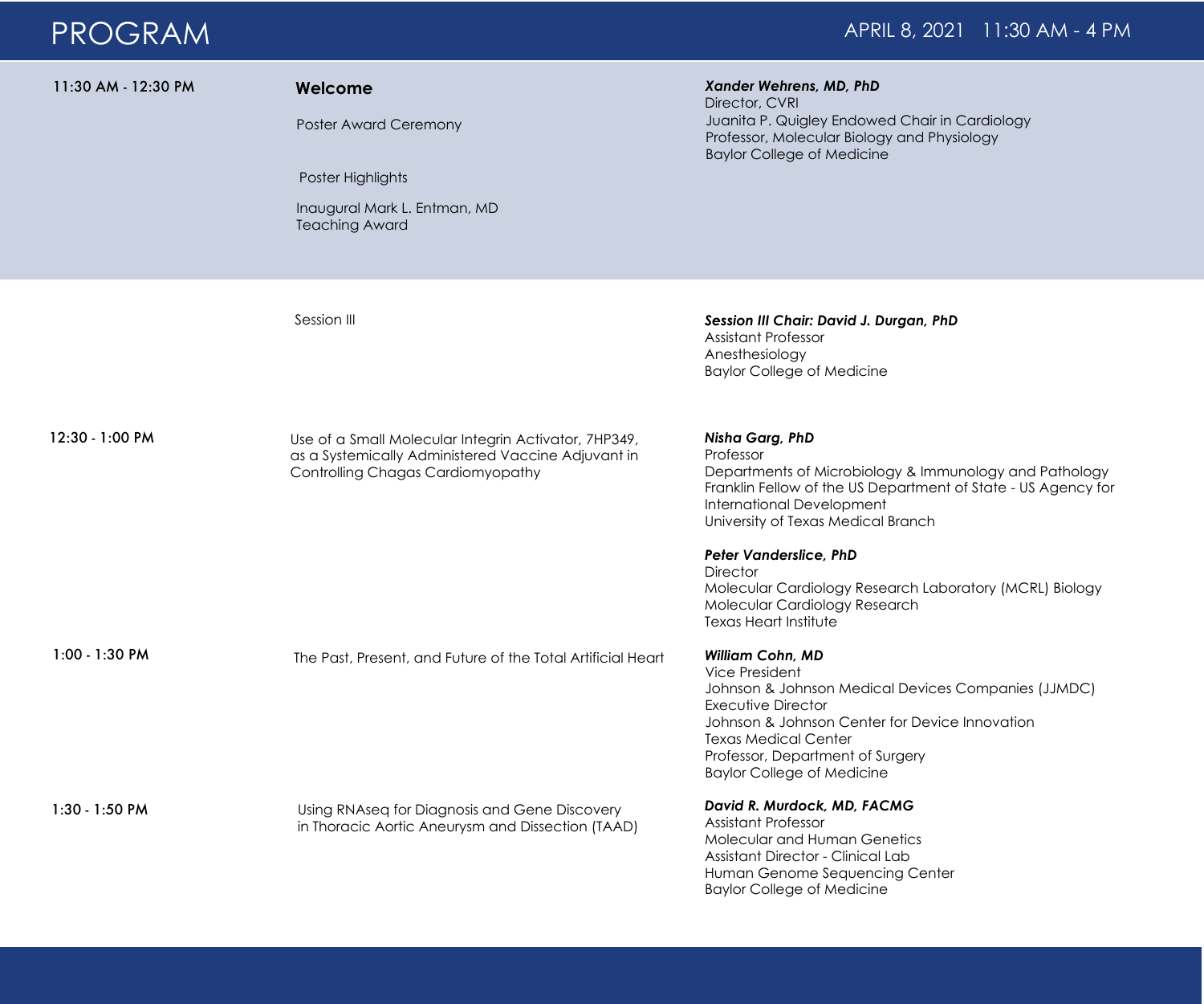# PROGRAM

APRIL 8, 2021 11:30 AM - 4 PM

| Time | Session | Speaker |
|---|---|---|
| 11:30 AM - 12:30 PM | **Welcome**<br><br>Poster Award Ceremony<br><br>Poster Highlights<br><br>Inaugural Mark L. Entman, MD Teaching Award | ***Xander Wehrens, MD, PhD***<br>Director, CVRI<br>Juanita P. Quigley Endowed Chair in Cardiology<br>Professor, Molecular Biology and Physiology<br>Baylor College of Medicine |
| | Session III | ***Session III Chair: David J. Durgan, PhD***<br>Assistant Professor<br>Anesthesiology<br>Baylor College of Medicine |
| 12:30 - 1:00 PM | Use of a Small Molecular Integrin Activator, 7HP349, as a Systemically Administered Vaccine Adjuvant in Controlling Chagas Cardiomyopathy | ***Nisha Garg, PhD***<br>Professor<br>Departments of Microbiology & Immunology and Pathology<br>Franklin Fellow of the US Department of State - US Agency for International Development<br>University of Texas Medical Branch<br><br>***Peter Vanderslice, PhD***<br>Director<br>Molecular Cardiology Research Laboratory (MCRL) Biology<br>Molecular Cardiology Research<br>Texas Heart Institute |
| 1:00 - 1:30 PM | The Past, Present, and Future of the Total Artificial Heart | ***William Cohn, MD***<br>Vice President<br>Johnson & Johnson Medical Devices Companies (JJMDC)<br>Executive Director<br>Johnson & Johnson Center for Device Innovation<br>Texas Medical Center<br>Professor, Department of Surgery<br>Baylor College of Medicine |
| 1:30 - 1:50 PM | Using RNAseq for Diagnosis and Gene Discovery in Thoracic Aortic Aneurysm and Dissection (TAAD) | ***David R. Murdock, MD, FACMG***<br>Assistant Professor<br>Molecular and Human Genetics<br>Assistant Director - Clinical Lab<br>Human Genome Sequencing Center<br>Baylor College of Medicine |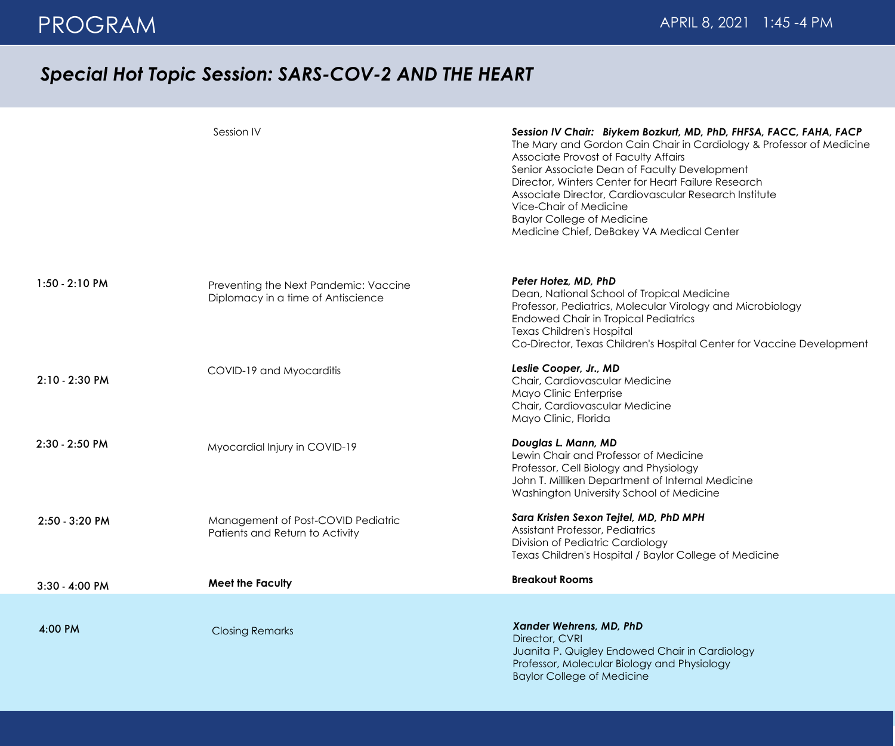# PROGRAM

APRIL 8, 2021 1:45 -4 PM

## *Special Hot Topic Session: SARS-COV-2 AND THE HEART*

| | | |
|---|---|---|
| | Session IV | ***Session IV Chair: Biykem Bozkurt, MD, PhD, FHFSA, FACC, FAHA, FACP***<br>The Mary and Gordon Cain Chair in Cardiology & Professor of Medicine<br>Associate Provost of Faculty Affairs<br>Senior Associate Dean of Faculty Development<br>Director, Winters Center for Heart Failure Research<br>Associate Director, Cardiovascular Research Institute<br>Vice-Chair of Medicine<br>Baylor College of Medicine<br>Medicine Chief, DeBakey VA Medical Center |
| 1:50 - 2:10 PM | Preventing the Next Pandemic: Vaccine Diplomacy in a time of Antiscience | ***Peter Hotez, MD, PhD***<br>Dean, National School of Tropical Medicine<br>Professor, Pediatrics, Molecular Virology and Microbiology<br>Endowed Chair in Tropical Pediatrics<br>Texas Children's Hospital<br>Co-Director, Texas Children's Hospital Center for Vaccine Development |
| 2:10 - 2:30 PM | COVID-19 and Myocarditis | ***Leslie Cooper, Jr., MD***<br>Chair, Cardiovascular Medicine<br>Mayo Clinic Enterprise<br>Chair, Cardiovascular Medicine<br>Mayo Clinic, Florida |
| 2:30 - 2:50 PM | Myocardial Injury in COVID-19 | ***Douglas L. Mann, MD***<br>Lewin Chair and Professor of Medicine<br>Professor, Cell Biology and Physiology<br>John T. Milliken Department of Internal Medicine<br>Washington University School of Medicine |
| 2:50 - 3:20 PM | Management of Post-COVID Pediatric Patients and Return to Activity | ***Sara Kristen Sexon Tejtel, MD, PhD MPH***<br>Assistant Professor, Pediatrics<br>Division of Pediatric Cardiology<br>Texas Children's Hospital / Baylor College of Medicine |
| 3:30 - 4:00 PM | **Meet the Faculty** | **Breakout Rooms** |
| 4:00 PM | Closing Remarks | ***Xander Wehrens, MD, PhD***<br>Director, CVRI<br>Juanita P. Quigley Endowed Chair in Cardiology<br>Professor, Molecular Biology and Physiology<br>Baylor College of Medicine |